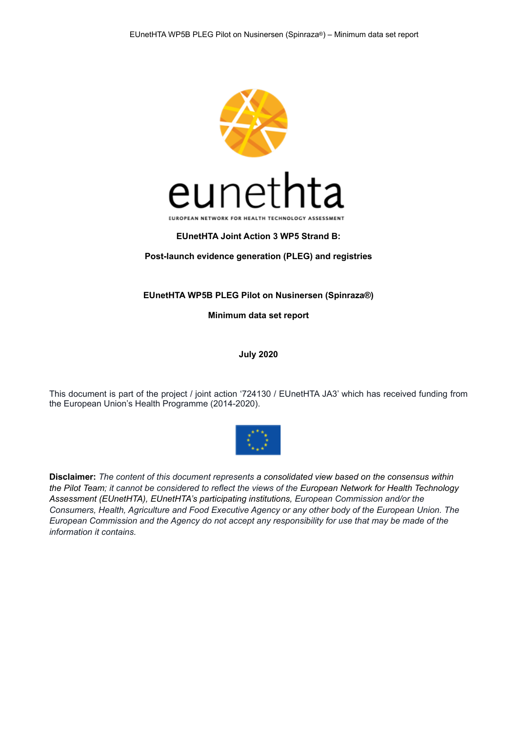**EUnetHTA Joint Action 3 WP5 Strand B:**

**Post-launch evidence generation (PLEG) and registries**

**EUnetHTA WP5B PLEG Pilot on Nusinersen (Spinraza®)**

**Minimum data set report**

**July 2020**

This document is part of the project / joint action '724130 / EUnetHTA JA3' which has received funding from the European Union's Health Programme (2014-2020).

**Disclaimer:** *The content of this document represents a consolidated view based on the consensus within the Pilot Team; it cannot be considered to reflect the views of the European Network for Health Technology Assessment (EUnetHTA), EUnetHTA's participating institutions, European Commission and/or the Consumers, Health, Agriculture and Food Executive Agency or any other body of the European Union. The European Commission and the Agency do not accept any responsibility for use that may be made of the information it contains.*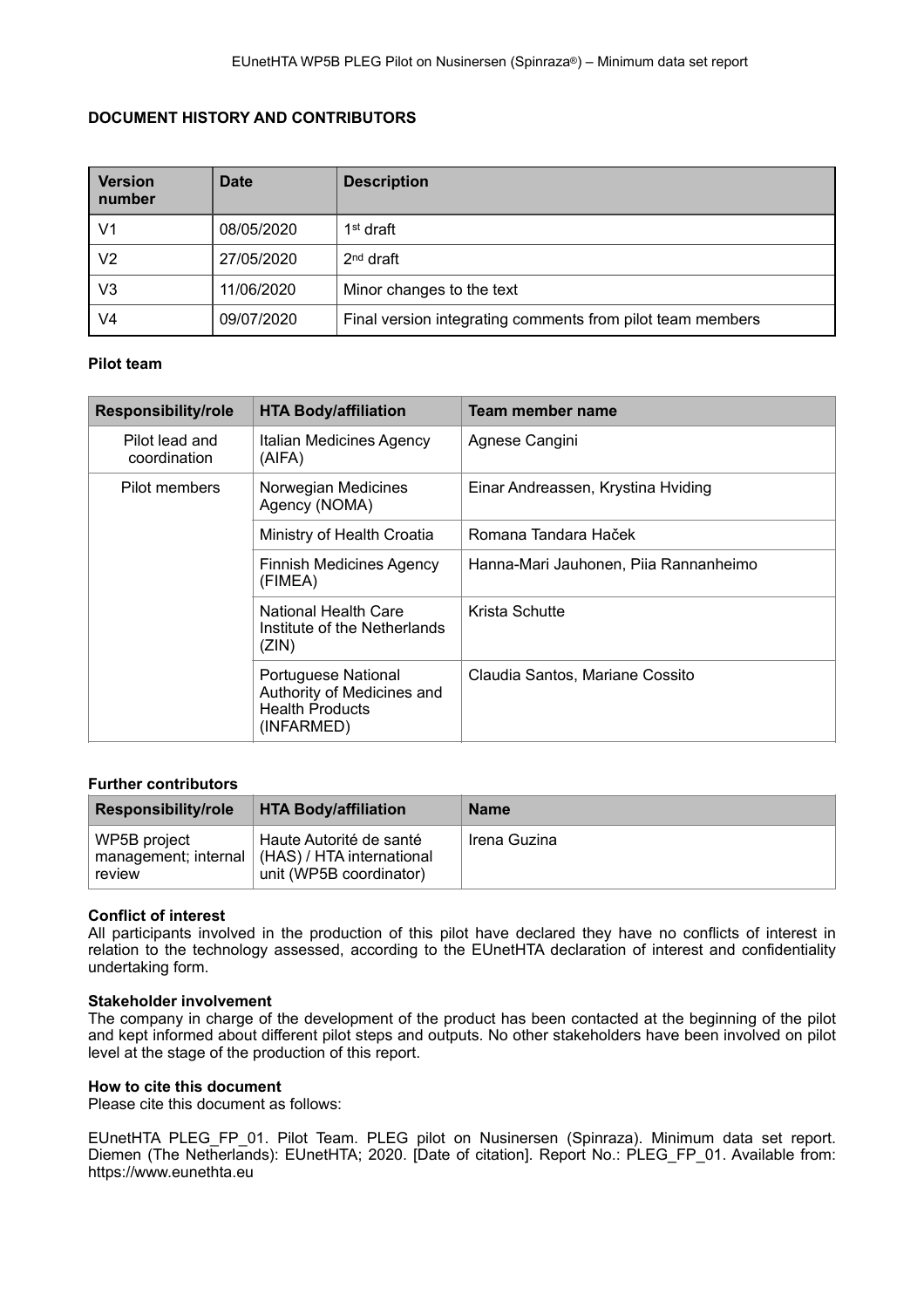**DOCUMENT HISTORY AND CONTRIBUTORS**

| Version number | Date | Description |
| --- | --- | --- |
| V1 | 08/05/2020 | 1st draft |
| V2 | 27/05/2020 | 2nd draft |
| V3 | 11/06/2020 | Minor changes to the text |
| V4 | 09/07/2020 | Final version integrating comments from pilot team members |

**Pilot team**

| Responsibility/role | HTA Body/affiliation | Team member name |
| --- | --- | --- |
| Pilot lead and coordination | Italian Medicines Agency (AIFA) | Agnese Cangini |
| Pilot members | Norwegian Medicines Agency (NOMA) | Einar Andreassen, Krystina Hviding |
| | Ministry of Health Croatia | Romana Tandara Haček |
| | Finnish Medicines Agency (FIMEA) | Hanna-Mari Jauhonen, Piia Rannanheimo |
| | National Health Care Institute of the Netherlands (ZIN) | Krista Schutte |
| | Portuguese National Authority of Medicines and Health Products (INFARMED) | Claudia Santos, Mariane Cossito |

**Further contributors**

| Responsibility/role | HTA Body/affiliation | Name |
| --- | --- | --- |
| WP5B project management; internal review | Haute Autorité de santé (HAS) / HTA international unit (WP5B coordinator) | Irena Guzina |

**Conflict of interest**
All participants involved in the production of this pilot have declared they have no conflicts of interest in relation to the technology assessed, according to the EUnetHTA declaration of interest and confidentiality undertaking form.

**Stakeholder involvement**
The company in charge of the development of the product has been contacted at the beginning of the pilot and kept informed about different pilot steps and outputs. No other stakeholders have been involved on pilot level at the stage of the production of this report.

**How to cite this document**
Please cite this document as follows:

EUnetHTA PLEG_FP_01. Pilot Team. PLEG pilot on Nusinersen (Spinraza). Minimum data set report. Diemen (The Netherlands): EUnetHTA; 2020. [Date of citation]. Report No.: PLEG_FP_01. Available from: https://www.eunethta.eu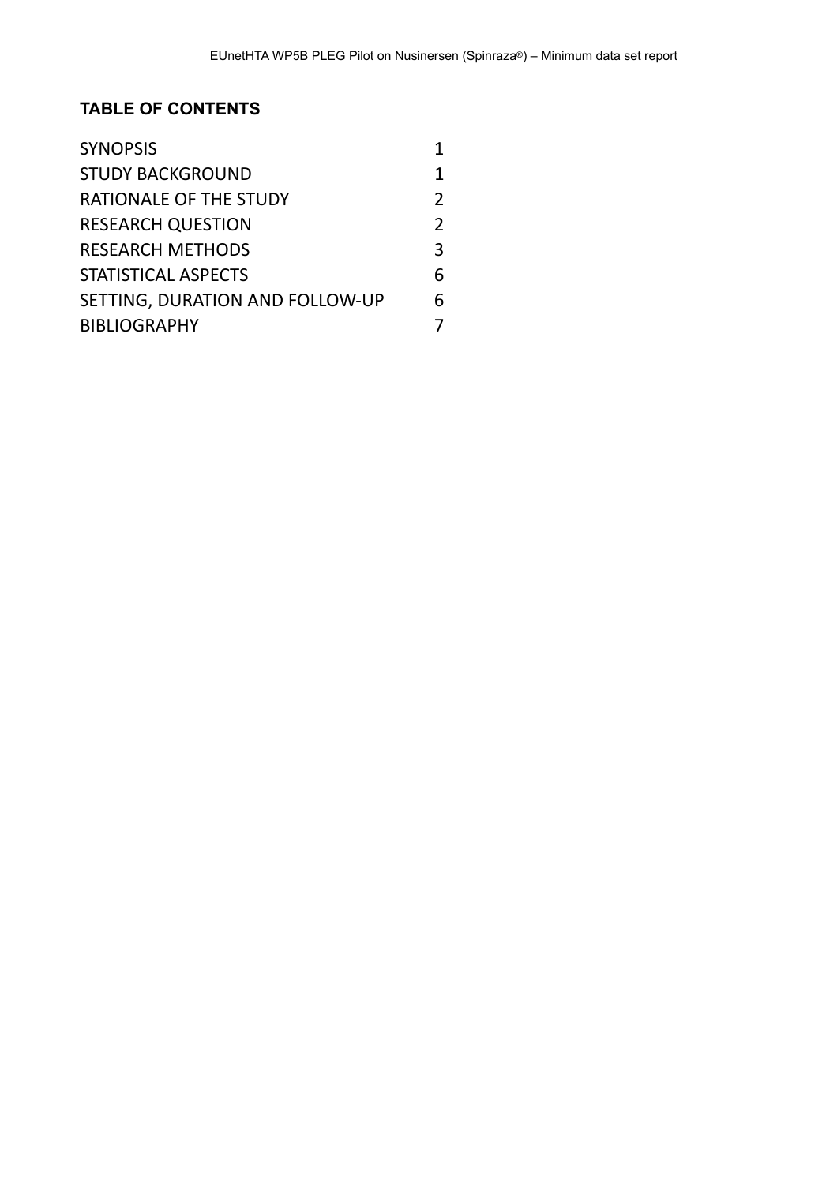**TABLE OF CONTENTS**

| | |
|---|---|
| SYNOPSIS | 1 |
| STUDY BACKGROUND | 1 |
| RATIONALE OF THE STUDY | 2 |
| RESEARCH QUESTION | 2 |
| RESEARCH METHODS | 3 |
| STATISTICAL ASPECTS | 6 |
| SETTING, DURATION AND FOLLOW-UP | 6 |
| BIBLIOGRAPHY | 7 |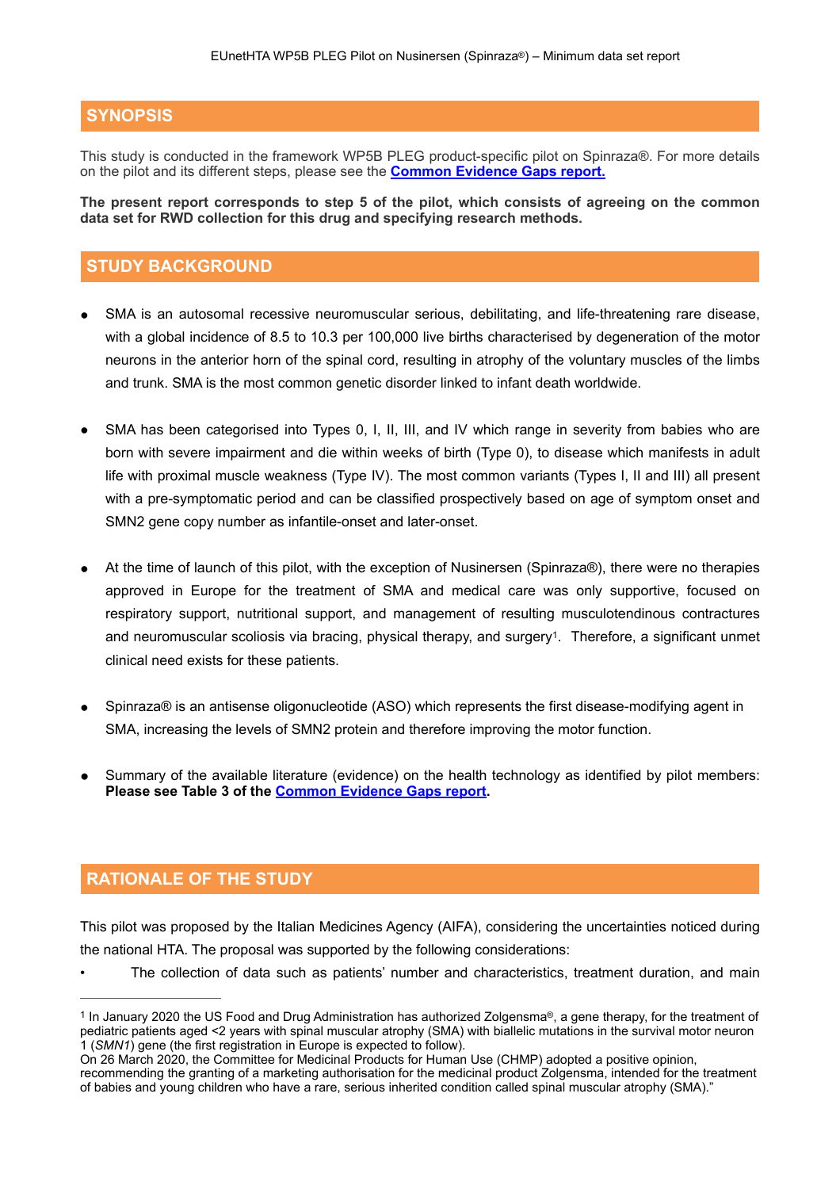## SYNOPSIS

This study is conducted in the framework WP5B PLEG product-specific pilot on Spinraza®. For more details on the pilot and its different steps, please see the **[Common Evidence Gaps report.](#)**

**The present report corresponds to step 5 of the pilot, which consists of agreeing on the common data set for RWD collection for this drug and specifying research methods.**

## STUDY BACKGROUND

- SMA is an autosomal recessive neuromuscular serious, debilitating, and life-threatening rare disease, with a global incidence of 8.5 to 10.3 per 100,000 live births characterised by degeneration of the motor neurons in the anterior horn of the spinal cord, resulting in atrophy of the voluntary muscles of the limbs and trunk. SMA is the most common genetic disorder linked to infant death worldwide.

- SMA has been categorised into Types 0, I, II, III, and IV which range in severity from babies who are born with severe impairment and die within weeks of birth (Type 0), to disease which manifests in adult life with proximal muscle weakness (Type IV). The most common variants (Types I, II and III) all present with a pre-symptomatic period and can be classified prospectively based on age of symptom onset and SMN2 gene copy number as infantile-onset and later-onset.

- At the time of launch of this pilot, with the exception of Nusinersen (Spinraza®), there were no therapies approved in Europe for the treatment of SMA and medical care was only supportive, focused on respiratory support, nutritional support, and management of resulting musculotendinous contractures and neuromuscular scoliosis via bracing, physical therapy, and surgery[1]. Therefore, a significant unmet clinical need exists for these patients.

- Spinraza® is an antisense oligonucleotide (ASO) which represents the first disease-modifying agent in SMA, increasing the levels of SMN2 protein and therefore improving the motor function.

- Summary of the available literature (evidence) on the health technology as identified by pilot members: **Please see Table 3 of the [Common Evidence Gaps report](#).**

## RATIONALE OF THE STUDY

This pilot was proposed by the Italian Medicines Agency (AIFA), considering the uncertainties noticed during the national HTA. The proposal was supported by the following considerations:

- The collection of data such as patients' number and characteristics, treatment duration, and main

---

[1] In January 2020 the US Food and Drug Administration has authorized Zolgensma®, a gene therapy, for the treatment of pediatric patients aged <2 years with spinal muscular atrophy (SMA) with biallelic mutations in the survival motor neuron 1 (*SMN1*) gene (the first registration in Europe is expected to follow).
On 26 March 2020, the Committee for Medicinal Products for Human Use (CHMP) adopted a positive opinion, recommending the granting of a marketing authorisation for the medicinal product Zolgensma, intended for the treatment of babies and young children who have a rare, serious inherited condition called spinal muscular atrophy (SMA)."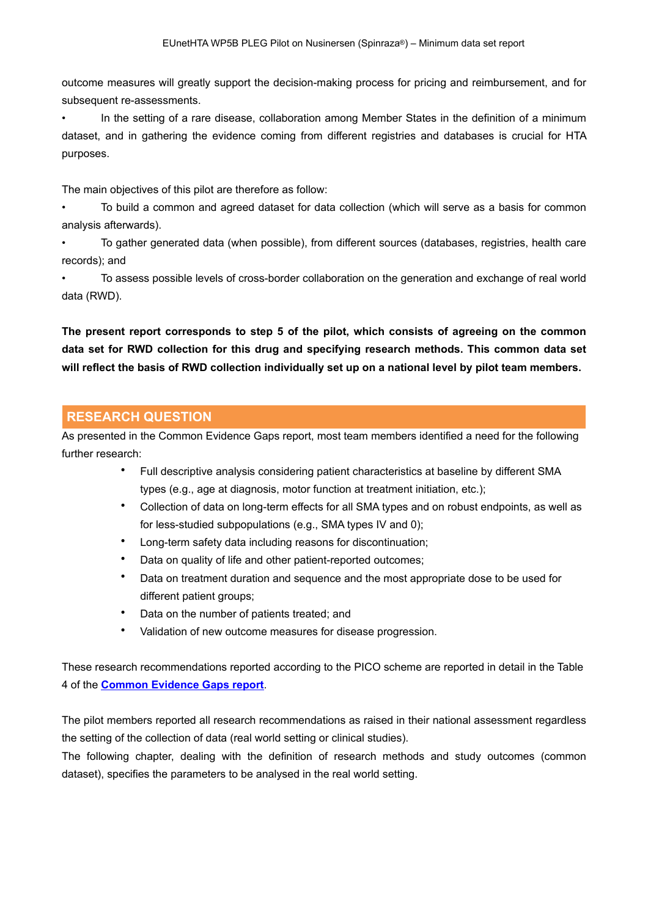outcome measures will greatly support the decision-making process for pricing and reimbursement, and for subsequent re-assessments.

- In the setting of a rare disease, collaboration among Member States in the definition of a minimum dataset, and in gathering the evidence coming from different registries and databases is crucial for HTA purposes.

The main objectives of this pilot are therefore as follow:

- To build a common and agreed dataset for data collection (which will serve as a basis for common analysis afterwards).
- To gather generated data (when possible), from different sources (databases, registries, health care records); and
- To assess possible levels of cross-border collaboration on the generation and exchange of real world data (RWD).

**The present report corresponds to step 5 of the pilot, which consists of agreeing on the common data set for RWD collection for this drug and specifying research methods. This common data set will reflect the basis of RWD collection individually set up on a national level by pilot team members.**

## RESEARCH QUESTION

As presented in the Common Evidence Gaps report, most team members identified a need for the following further research:

- Full descriptive analysis considering patient characteristics at baseline by different SMA types (e.g., age at diagnosis, motor function at treatment initiation, etc.);
- Collection of data on long-term effects for all SMA types and on robust endpoints, as well as for less-studied subpopulations (e.g., SMA types IV and 0);
- Long-term safety data including reasons for discontinuation;
- Data on quality of life and other patient-reported outcomes;
- Data on treatment duration and sequence and the most appropriate dose to be used for different patient groups;
- Data on the number of patients treated; and
- Validation of new outcome measures for disease progression.

These research recommendations reported according to the PICO scheme are reported in detail in the Table 4 of the **Common Evidence Gaps report**.

The pilot members reported all research recommendations as raised in their national assessment regardless the setting of the collection of data (real world setting or clinical studies).

The following chapter, dealing with the definition of research methods and study outcomes (common dataset), specifies the parameters to be analysed in the real world setting.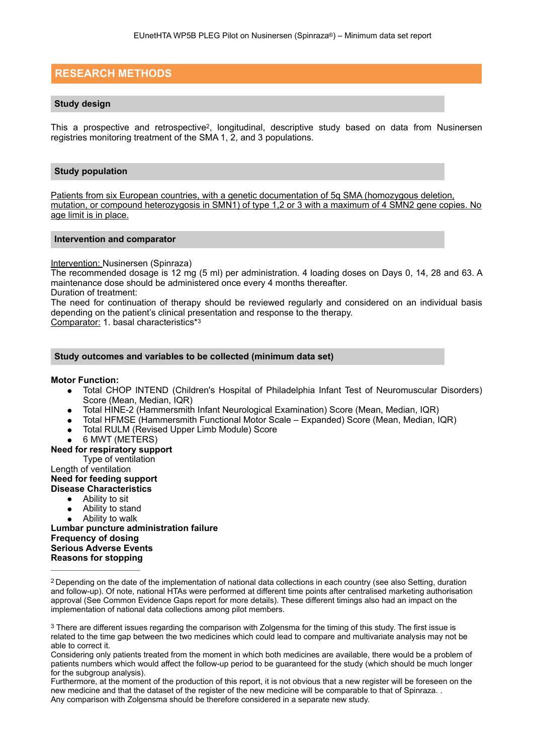## RESEARCH METHODS

### Study design

This a prospective and retrospective[2], longitudinal, descriptive study based on data from Nusinersen registries monitoring treatment of the SMA 1, 2, and 3 populations.

### Study population

Patients from six European countries, with a genetic documentation of 5q SMA (homozygous deletion, mutation, or compound heterozygosis in SMN1) of type 1,2 or 3 with a maximum of 4 SMN2 gene copies. No age limit is in place.

### Intervention and comparator

Intervention: Nusinersen (Spinraza)
The recommended dosage is 12 mg (5 ml) per administration. 4 loading doses on Days 0, 14, 28 and 63. A maintenance dose should be administered once every 4 months thereafter.
Duration of treatment:
The need for continuation of therapy should be reviewed regularly and considered on an individual basis depending on the patient's clinical presentation and response to the therapy.
Comparator: 1. basal characteristics*[3]

### Study outcomes and variables to be collected (minimum data set)

**Motor Function:**

- Total CHOP INTEND (Children's Hospital of Philadelphia Infant Test of Neuromuscular Disorders) Score (Mean, Median, IQR)
- Total HINE-2 (Hammersmith Infant Neurological Examination) Score (Mean, Median, IQR)
- Total HFMSE (Hammersmith Functional Motor Scale – Expanded) Score (Mean, Median, IQR)
- Total RULM (Revised Upper Limb Module) Score
- 6 MWT (METERS)

**Need for respiratory support**
Type of ventilation
Length of ventilation
**Need for feeding support**
**Disease Characteristics**

- Ability to sit
- Ability to stand
- Ability to walk

**Lumbar puncture administration failure**
**Frequency of dosing**
**Serious Adverse Events**
**Reasons for stopping**

---

[2] Depending on the date of the implementation of national data collections in each country (see also Setting, duration and follow-up). Of note, national HTAs were performed at different time points after centralised marketing authorisation approval (See Common Evidence Gaps report for more details). These different timings also had an impact on the implementation of national data collections among pilot members.

[3] There are different issues regarding the comparison with Zolgensma for the timing of this study. The first issue is related to the time gap between the two medicines which could lead to compare and multivariate analysis may not be able to correct it.
Considering only patients treated from the moment in which both medicines are available, there would be a problem of patients numbers which would affect the follow-up period to be guaranteed for the study (which should be much longer for the subgroup analysis).
Furthermore, at the moment of the production of this report, it is not obvious that a new register will be foreseen on the new medicine and that the dataset of the register of the new medicine will be comparable to that of Spinraza. .
Any comparison with Zolgensma should be therefore considered in a separate new study.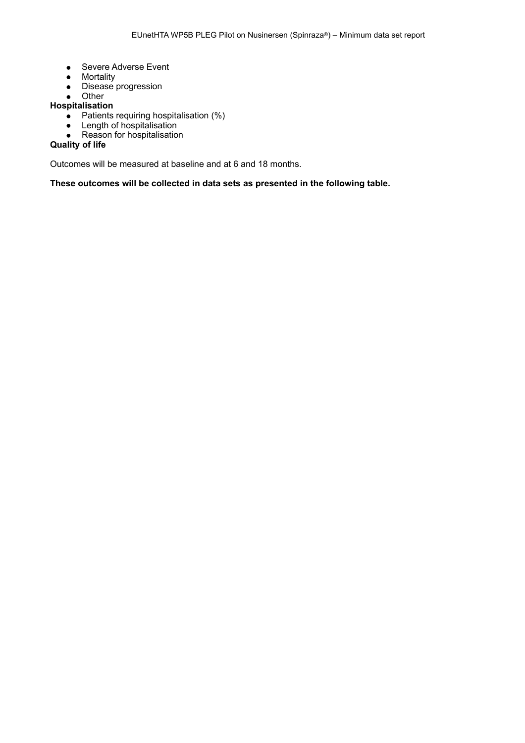- Severe Adverse Event
- Mortality
- Disease progression
- Other

**Hospitalisation**

- Patients requiring hospitalisation (%)
- Length of hospitalisation
- Reason for hospitalisation

**Quality of life**

Outcomes will be measured at baseline and at 6 and 18 months.

**These outcomes will be collected in data sets as presented in the following table.**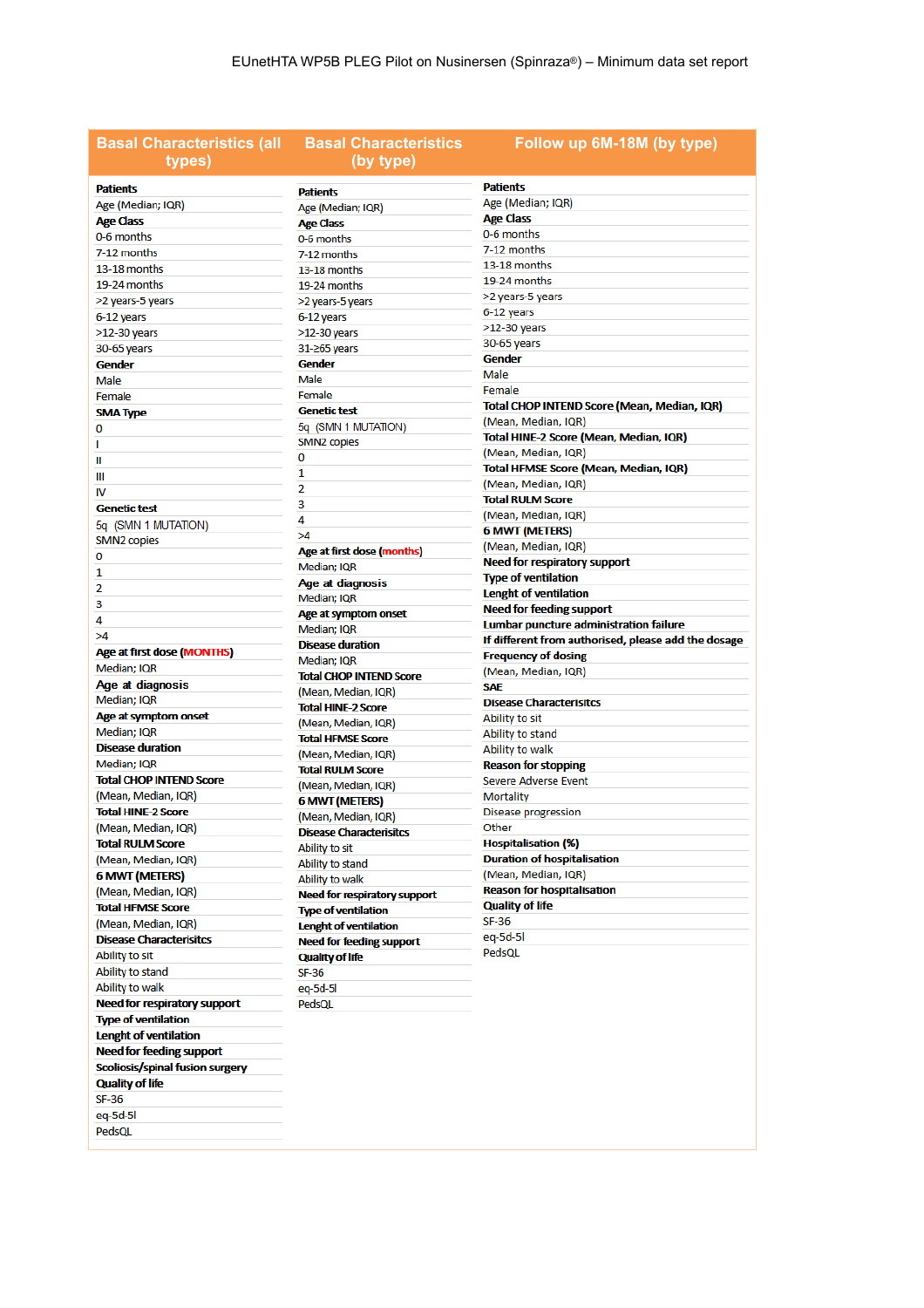| Basal Characteristics (all types) | Basal Characteristics (by type) | Follow up 6M-18M (by type) |
|---|---|---|
| **Patients** | **Patients** | **Patients** |
| Age (Median; IQR) | Age (Median; IQR) | Age (Median; IQR) |
| **Age Class** | **Age Class** | **Age Class** |
| 0-6 months | 0-6 months | 0-6 months |
| 7-12 months | 7-12 months | 7-12 months |
| 13-18 months | 13-18 months | 13-18 months |
| 19-24 months | 19-24 months | 19-24 months |
| >2 years-5 years | >2 years-5 years | >2 years-5 years |
| 6-12 years | 6-12 years | 6-12 years |
| >12-30 years | >12-30 years | >12-30 years |
| 30-65 years | 31-≥65 years | 30-65 years |
| **Gender** | **Gender** | **Gender** |
| Male | Male | Male |
| Female | Female | Female |
| **SMA Type** | **Genetic test** | **Total CHOP INTEND Score (Mean, Median, IQR)** |
| 0 | 5q (SMN 1 MUTATION) | (Mean, Median, IQR) |
| I | SMN2 copies | **Total HINE-2 Score (Mean, Median, IQR)** |
| II | 0 | (Mean, Median, IQR) |
| III | 1 | **Total HFMSE Score (Mean, Median, IQR)** |
| IV | 2 | (Mean, Median, IQR) |
| **Genetic test** | 3 | **Total RULM Score** |
| 5q (SMN 1 MUTATION) | 4 | (Mean, Median, IQR) |
| SMN2 copies | >4 | **6 MWT (METERS)** |
| 0 | **Age at first dose (months)** | (Mean, Median, IQR) |
| 1 | Median; IQR | **Need for respiratory support** |
| 2 | **Age at diagnosis** | **Type of ventilation** |
| 3 | Median; IQR | **Lenght of ventilation** |
| 4 | **Age at symptom onset** | **Need for feeding support** |
| >4 | Median; IQR | **Lumbar puncture administration failure** |
| **Age at first dose (MONTHS)** | **Disease duration** | **If different from authorised, please add the dosage** |
| Median; IQR | Median; IQR | **Frequency of dosing** |
| **Age at diagnosis** | **Total CHOP INTEND Score** | (Mean, Median, IQR) |
| Median; IQR | (Mean, Median, IQR) | **SAE** |
| **Age at symptom onset** | **Total HINE-2 Score** | **Disease Characterisitcs** |
| Median; IQR | (Mean, Median, IQR) | Ability to sit |
| **Disease duration** | **Total HFMSE Score** | Ability to stand |
| Median; IQR | (Mean, Median, IQR) | Ability to walk |
| **Total CHOP INTEND Score** | **Total RULM Score** | **Reason for stopping** |
| (Mean, Median, IQR) | (Mean, Median, IQR) | Severe Adverse Event |
| **Total HINE-2 Score** | **6 MWT (METERS)** | Mortality |
| (Mean, Median, IQR) | (Mean, Median, IQR) | Disease progression |
| **Total RULM Score** | **Disease Characterisitcs** | Other |
| (Mean, Median, IQR) | Ability to sit | **Hospitalisation (%)** |
| **6 MWT (METERS)** | Ability to stand | **Duration of hospitalisation** |
| (Mean, Median, IQR) | Ability to walk | (Mean, Median, IQR) |
| **Total HFMSE Score** | **Need for respiratory support** | **Reason for hospitalisation** |
| (Mean, Median, IQR) | **Type of ventilation** | **Quality of life** |
| **Disease Characterisitcs** | **Lenght of ventilation** | SF-36 |
| Ability to sit | **Need for feeding support** | eq-5d-5l |
| Ability to stand | **Quality of life** | PedsQL |
| Ability to walk | SF-36 | |
| **Need for respiratory support** | eq-5d-5l | |
| **Type of ventilation** | PedsQL | |
| **Lenght of ventilation** | | |
| **Need for feeding support** | | |
| **Scoliosis/spinal fusion surgery** | | |
| **Quality of life** | | |
| SF-36 | | |
| eq-5d-5l | | |
| PedsQL | | |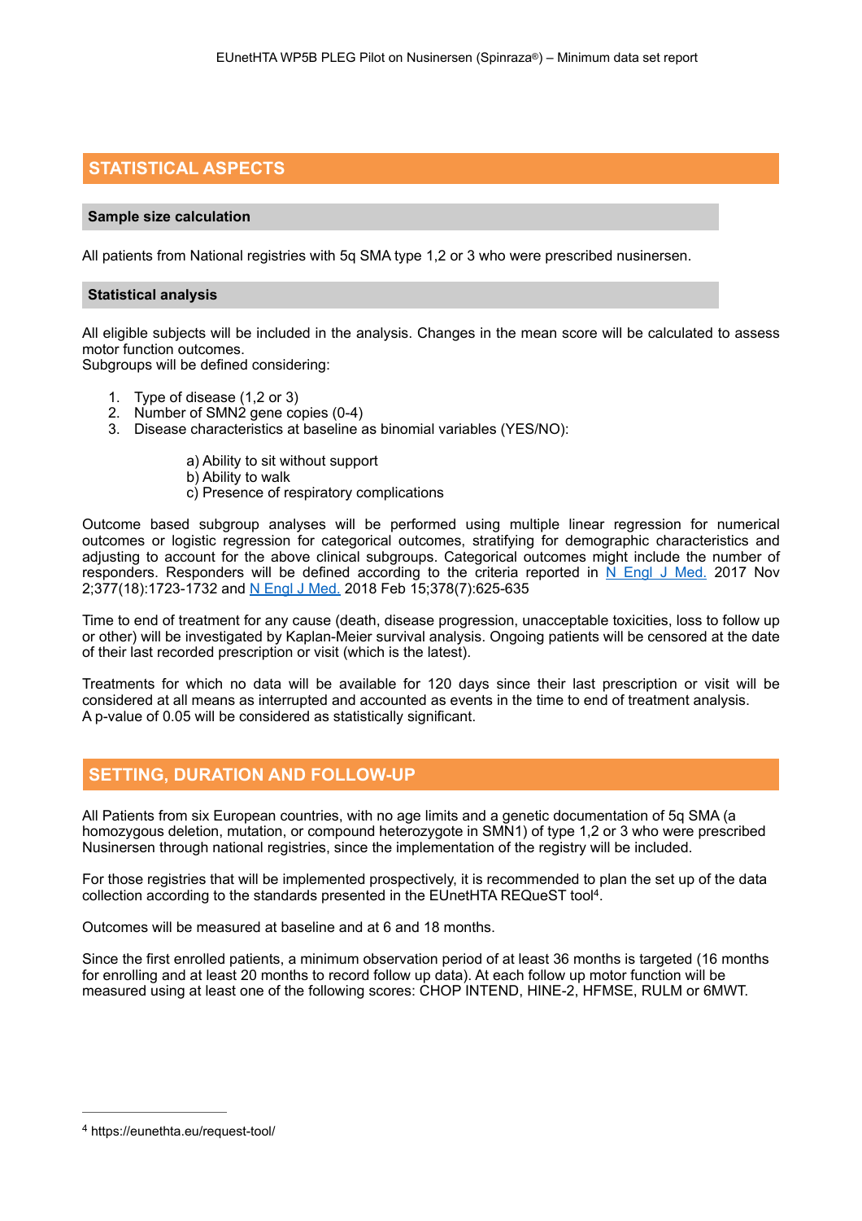## STATISTICAL ASPECTS

### Sample size calculation

All patients from National registries with 5q SMA type 1,2 or 3 who were prescribed nusinersen.

### Statistical analysis

All eligible subjects will be included in the analysis. Changes in the mean score will be calculated to assess motor function outcomes.
Subgroups will be defined considering:

1. Type of disease (1,2 or 3)
2. Number of SMN2 gene copies (0-4)
3. Disease characteristics at baseline as binomial variables (YES/NO):

   a) Ability to sit without support
   b) Ability to walk
   c) Presence of respiratory complications

Outcome based subgroup analyses will be performed using multiple linear regression for numerical outcomes or logistic regression for categorical outcomes, stratifying for demographic characteristics and adjusting to account for the above clinical subgroups. Categorical outcomes might include the number of responders. Responders will be defined according to the criteria reported in N Engl J Med. 2017 Nov 2;377(18):1723-1732 and N Engl J Med. 2018 Feb 15;378(7):625-635

Time to end of treatment for any cause (death, disease progression, unacceptable toxicities, loss to follow up or other) will be investigated by Kaplan-Meier survival analysis. Ongoing patients will be censored at the date of their last recorded prescription or visit (which is the latest).

Treatments for which no data will be available for 120 days since their last prescription or visit will be considered at all means as interrupted and accounted as events in the time to end of treatment analysis.
A p-value of 0.05 will be considered as statistically significant.

## SETTING, DURATION AND FOLLOW-UP

All Patients from six European countries, with no age limits and a genetic documentation of 5q SMA (a homozygous deletion, mutation, or compound heterozygote in SMN1) of type 1,2 or 3 who were prescribed Nusinersen through national registries, since the implementation of the registry will be included.

For those registries that will be implemented prospectively, it is recommended to plan the set up of the data collection according to the standards presented in the EUnetHTA REQueST tool[4].

Outcomes will be measured at baseline and at 6 and 18 months.

Since the first enrolled patients, a minimum observation period of at least 36 months is targeted (16 months for enrolling and at least 20 months to record follow up data). At each follow up motor function will be measured using at least one of the following scores: CHOP INTEND, HINE-2, HFMSE, RULM or 6MWT.

[4] https://eunethta.eu/request-tool/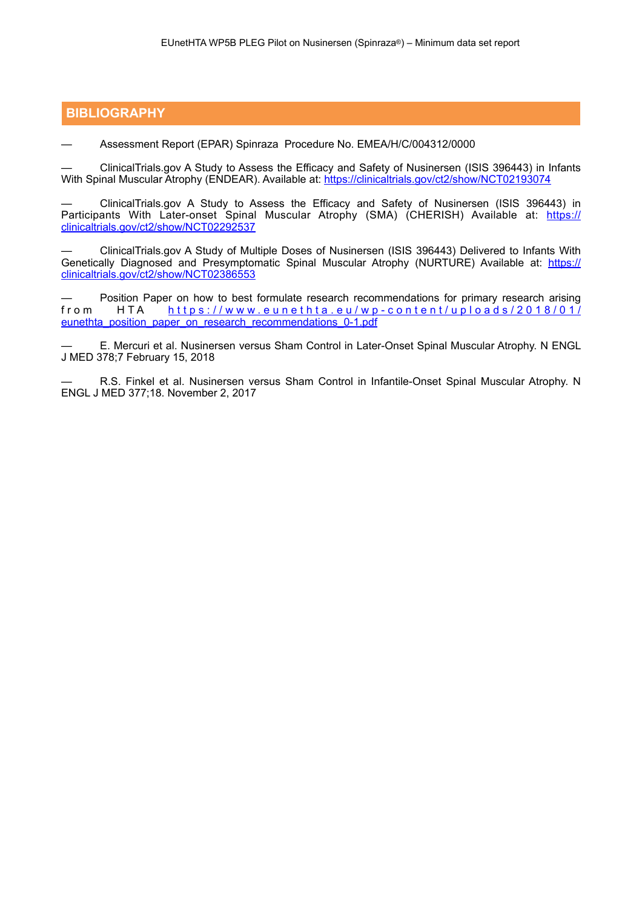## BIBLIOGRAPHY

— Assessment Report (EPAR) Spinraza Procedure No. EMEA/H/C/004312/0000

— ClinicalTrials.gov A Study to Assess the Efficacy and Safety of Nusinersen (ISIS 396443) in Infants With Spinal Muscular Atrophy (ENDEAR). Available at: https://clinicaltrials.gov/ct2/show/NCT02193074

— ClinicalTrials.gov A Study to Assess the Efficacy and Safety of Nusinersen (ISIS 396443) in Participants With Later-onset Spinal Muscular Atrophy (SMA) (CHERISH) Available at: https://clinicaltrials.gov/ct2/show/NCT02292537

— ClinicalTrials.gov A Study of Multiple Doses of Nusinersen (ISIS 396443) Delivered to Infants With Genetically Diagnosed and Presymptomatic Spinal Muscular Atrophy (NURTURE) Available at: https://clinicaltrials.gov/ct2/show/NCT02386553

— Position Paper on how to best formulate research recommendations for primary research arising from HTA https://www.eunethta.eu/wp-content/uploads/2018/01/eunethta_position_paper_on_research_recommendations_0-1.pdf

— E. Mercuri et al. Nusinersen versus Sham Control in Later-Onset Spinal Muscular Atrophy. N ENGL J MED 378;7 February 15, 2018

— R.S. Finkel et al. Nusinersen versus Sham Control in Infantile-Onset Spinal Muscular Atrophy. N ENGL J MED 377;18. November 2, 2017